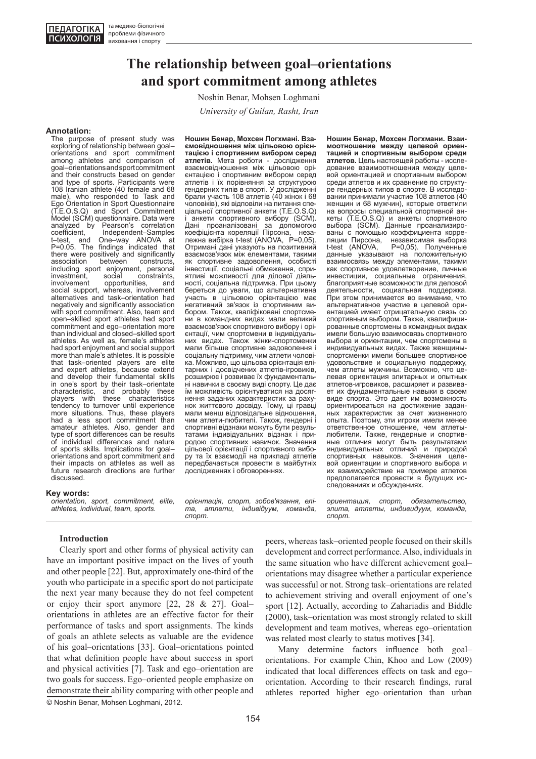# **The relationship between goal–orientations and sport commitment among athletes**

Noshin Benar, Mohsen Loghmani

*University of Guilan, Rasht, Iran*

#### **Annotation:**

The purpose of present study was exploring of relationship between goal– orientations and sport commitment among athletes and comparison of goal–orientations and sport commitment and their constructs based on gender and type of sports. Participants were 108 Iranian athlete (40 female and 68 male), who responded to Task and Ego Orientation in Sport Questionnaire (T.E.O.S.Q) and Sport Commitment Model (SCM) questionnaire. Data were analyzed by Pearson's correlation analyzed by Pearson's correlation<br>coefficient, Independent–Samples t–test, and One–way ANOVA at P=0.05. The findings indicated that there were positively and significantly<br>association between constructs, association including sport enjoyment, personal<br>investment, social constraints, investment, social constraints,<br>involvement opportunities, and opportunities, social support, whereas, involvement alternatives and task–orientation had negatively and significantly association with sport commitment. Also, team and open–skilled sport athletes had sport commitment and ego-orientation more than individual and closed–skilled sport athletes. As well as, female's athletes had sport enjoyment and social support more than male's athletes. It is possible that task–oriented players are elite and expert athletes, because extend and develop their fundamental skills in one's sport by their task–orientate<br>characteristic, and probably these characteristic, and probably these players with these characteristics tendency to turnover until experience more situations. Thus, these players had a less sport commitment than amateur athletes. Also, gender and type of sport differences can be results of individual differences and nature of sports skills. Implications for goal– orientations and sport commitment and their impacts on athletes as well as future research directions are further discussed.

**Ношин Бенар, Мохсен Логхмані. Взаємовідношення між цільовою орієнтацією і спортивним вибором серед атлетів.** Мета роботи - дослідження взаємовідношення між цільовою орієнтацією і спортивним вибором серед атлетів і їх порівняння за структурою гендерних типів в спорті. У дослідженні брали участь 108 атлетів (40 жінок і 68 чоловіків), які відповіли на питання спеціальної спортивної анкети (T.E.O.S.Q) і анкети спортивного вибору (SCM). Дані проаналізовані за допомогою коефіцієнта кореляції Пірсона, незалежна вибірка t-test (ANOVA, P=0,05). Отримані дані указують на позитивний взаємозв'язок між елементами, такими як спортивне задоволення, особисті інвестиції, соціальні обмеження, сприятливі можливості для ділової діяльності, соціальна підтримка. При цьому береться до уваги, що альтернативна участь в цільовою орієнтацією має негативний зв'язок із спортивним вибором. Також, кваліфіковані спортсмени в командних видах мали великий взаємозв'язок спортивного вибору і орієнтації, чим спортсмени в індивідуальних видах. Також жінки-спортсменки мали більше спортивне задоволення і соціальну підтримку, чим атлети чоловіка. Можливо, що цільова орієнтація елітарних і досвідчених атлетів-ігровиків, розширює і розвиває їх фундаментальні навички в своєму виді спорту. Це дає їм можливість орієнтуватися на досягнення заданих характеристик за рахунок життєвого досвіду. Тому, ці гравці мали менш відповідальне відношення, чим атлети-любителі. Також, гендерні і спортивні відзнаки можуть бути результатами індивідуальних відзнак і природою спортивних навичок. Значення цільової орієнтації і спортивного вибору та їх взаємодії на прикладі атлетів передбачається провести в майбутніх дослідженнях і обговореннях.

**Ношин Бенар, Мохсен Логхмани. Взаимоотношение между целевой ориентацией и спортивным выбором среди атлетов.** Цель настоящей работы - исследование взаимоотношения между целевой ориентацией и спортивным выбором среди атлетов и их сравнение по структуре гендерных типов в спорте. В исследовании принимали участие 108 атлетов (40 женщин и 68 мужчин), которые ответили на вопросы специальной спортивной анкеты (T.E.O.S.Q) и анкеты спортивного выбора (SCM). Данные проанализированы с помощью коэффициента корре-<br>пяции Пирсона, независимая выборка ляции Пирсона, независимая выборка t-test (ANOVA, P=0,05). Полученные данные указывают на положительную взаимосвязь между элементами, такими как спортивное удовлетворение, личные инвестиции, социальные ограничения, благоприятные возможности для деловой деятельности, социальная поддержка. При этом принимается во внимание, что альтернативное участие в целевой ориентацией имеет отрицательную связь со спортивным выбором. Также, квалифицированные спортсмены в командных видах имели большую взаимосвязь спортивного выбора и ориентации, чем спортсмены в индивидуальных видах. Также женщиныспортсменки имели большее спортивное удовольствие и социальную поддержку, чем атлеты мужчины. Возможно, что целевая ориентация элитарных и опытных атлетов-игровиков, расширяет и развивает их фундаментальные навыки в своем виде спорта. Это дает им возможность ориентироваться на достижение заданных характеристик за счет жизненного опыта. Поэтому, эти игроки имели менее ответственное отношение, чем атлетылюбители. Также, гендерные и спортивные отличия могут быть результатами индивидуальных отличий и природой спортивных навыков. Значения целевой ориентации и спортивного выбора и их взаимодействие на примере атлетов предполагается провести в будущих исследованиях и обсуждениях.

#### **Key words:**

*orientation, sport, commitment, elite, athletes, individual, team, sports.*

*орієнтація, спорт, зобов'язання, еліта, атлети, індивідуум, команда, спорт.*

*ориентация, спорт, обязательство, элита, атлеты, индивидуум, команда, спорт.*

peers, whereas task–oriented people focused on their skills development and correct performance. Also, individuals in the same situation who have different achievement goal– orientations may disagree whether a particular experience was successful or not. Strong task–orientations are related to achievement striving and overall enjoyment of one's sport [12]. Actually, according to Zahariadis and Biddle (2000), task–orientation was most strongly related to skill development and team motives, whereas ego–orientation

was related most clearly to status motives [34].

Many determine factors influence both goal– orientations. For example Chin, Khoo and Low (2009) indicated that local differences effects on task and ego– orientation. According to their research findings, rural

## **Introduction**

Clearly sport and other forms of physical activity can have an important positive impact on the lives of youth and other people [22]. But, approximately one-third of the youth who participate in a specific sport do not participate the next year many because they do not feel competent or enjoy their sport anymore [22, 28 & 27]. Goal– orientations in athletes are an effective factor for their performance of tasks and sport assignments. The kinds of goals an athlete selects as valuable are the evidence of his goal–orientations [33]. Goal–orientations pointed that what definition people have about success in sport and physical activities [7]. Task and ego–orientation are two goals for success. Ego–oriented people emphasize on demonstrate their ability comparing with other people and © Noshin Benar, Mohsen Loghmani, 2012.

athletes reported higher ego–orientation than urban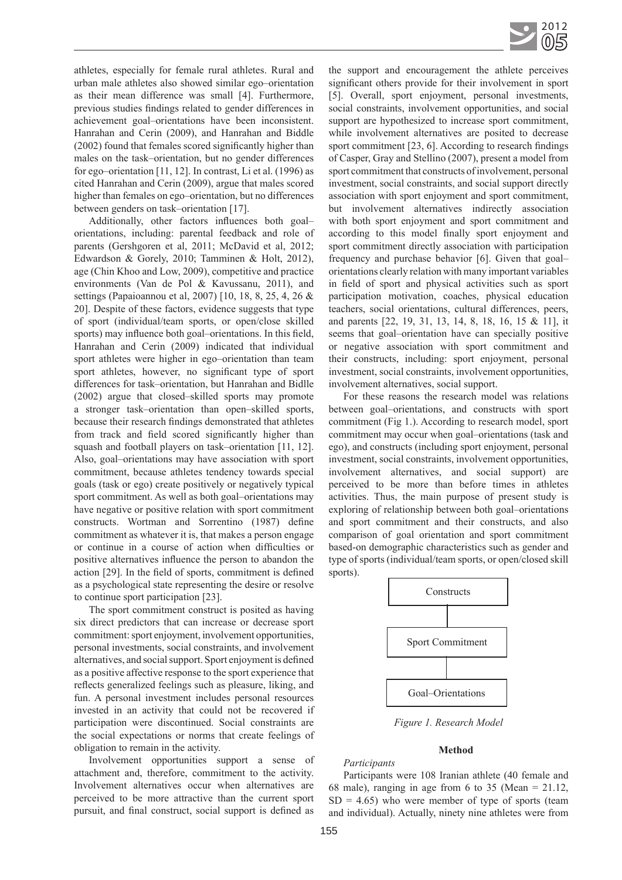

athletes, especially for female rural athletes. Rural and urban male athletes also showed similar ego–orientation as their mean difference was small [4]. Furthermore, previous studies findings related to gender differences in achievement goal–orientations have been inconsistent. Hanrahan and Cerin (2009), and Hanrahan and Biddle (2002) found that females scored significantly higher than males on the task–orientation, but no gender differences for ego–orientation [11, 12]. In contrast, Li et al. (1996) as cited Hanrahan and Cerin (2009), argue that males scored higher than females on ego–orientation, but no differences between genders on task–orientation [17].

Additionally, other factors influences both goal– orientations, including: parental feedback and role of parents (Gershgoren et al, 2011; McDavid et al, 2012; Edwardson & Gorely, 2010; Tamminen & Holt, 2012), age (Chin Khoo and Low, 2009), competitive and practice environments (Van de Pol & Kavussanu, 2011), and settings (Papaioannou et al, 2007) [10, 18, 8, 25, 4, 26 & 20]. Despite of these factors, evidence suggests that type of sport (individual/team sports, or open/close skilled sports) may influence both goal–orientations. In this field, Hanrahan and Cerin (2009) indicated that individual sport athletes were higher in ego–orientation than team sport athletes, however, no significant type of sport differences for task–orientation, but Hanrahan and Bidlle (2002) argue that closed–skilled sports may promote a stronger task–orientation than open–skilled sports, because their research findings demonstrated that athletes from track and field scored significantly higher than squash and football players on task–orientation [11, 12]. Also, goal–orientations may have association with sport commitment, because athletes tendency towards special goals (task or ego) create positively or negatively typical sport commitment. As well as both goal–orientations may have negative or positive relation with sport commitment constructs. Wortman and Sorrentino (1987) define commitment as whatever it is, that makes a person engage or continue in a course of action when difficulties or positive alternatives influence the person to abandon the action [29]. In the field of sports, commitment is defined as a psychological state representing the desire or resolve to continue sport participation [23].

The sport commitment construct is posited as having six direct predictors that can increase or decrease sport commitment: sport enjoyment, involvement opportunities, personal investments, social constraints, and involvement alternatives, and social support. Sport enjoyment is defined as a positive affective response to the sport experience that reflects generalized feelings such as pleasure, liking, and fun. A personal investment includes personal resources invested in an activity that could not be recovered if participation were discontinued. Social constraints are the social expectations or norms that create feelings of obligation to remain in the activity.

Involvement opportunities support a sense of attachment and, therefore, commitment to the activity. Involvement alternatives occur when alternatives are perceived to be more attractive than the current sport pursuit, and final construct, social support is defined as

the support and encouragement the athlete perceives significant others provide for their involvement in sport [5]. Overall, sport enjoyment, personal investments, social constraints, involvement opportunities, and social support are hypothesized to increase sport commitment, while involvement alternatives are posited to decrease sport commitment [23, 6]. According to research findings of Casper, Gray and Stellino (2007), present a model from sport commitment that constructs of involvement, personal investment, social constraints, and social support directly association with sport enjoyment and sport commitment, but involvement alternatives indirectly association with both sport enjoyment and sport commitment and according to this model finally sport enjoyment and sport commitment directly association with participation frequency and purchase behavior [6]. Given that goal– orientations clearly relation with many important variables in field of sport and physical activities such as sport participation motivation, coaches, physical education teachers, social orientations, cultural differences, peers, and parents [22, 19, 31, 13, 14, 8, 18, 16, 15 & 11], it seems that goal–orientation have can specially positive or negative association with sport commitment and their constructs, including: sport enjoyment, personal investment, social constraints, involvement opportunities, involvement alternatives, social support.

For these reasons the research model was relations between goal–orientations, and constructs with sport commitment (Fig 1.). According to research model, sport commitment may occur when goal–orientations (task and ego), and constructs (including sport enjoyment, personal investment, social constraints, involvement opportunities, involvement alternatives, and social support) are perceived to be more than before times in athletes activities. Thus, the main purpose of present study is exploring of relationship between both goal–orientations and sport commitment and their constructs, and also comparison of goal orientation and sport commitment based-on demographic characteristics such as gender and type of sports (individual/team sports, or open/closed skill sports).



*Figure 1. Research Model*

## **Method**

Participants were 108 Iranian athlete (40 female and 68 male), ranging in age from 6 to 35 (Mean  $= 21.12$ ,  $SD = 4.65$ ) who were member of type of sports (team and individual). Actually, ninety nine athletes were from

*Participants*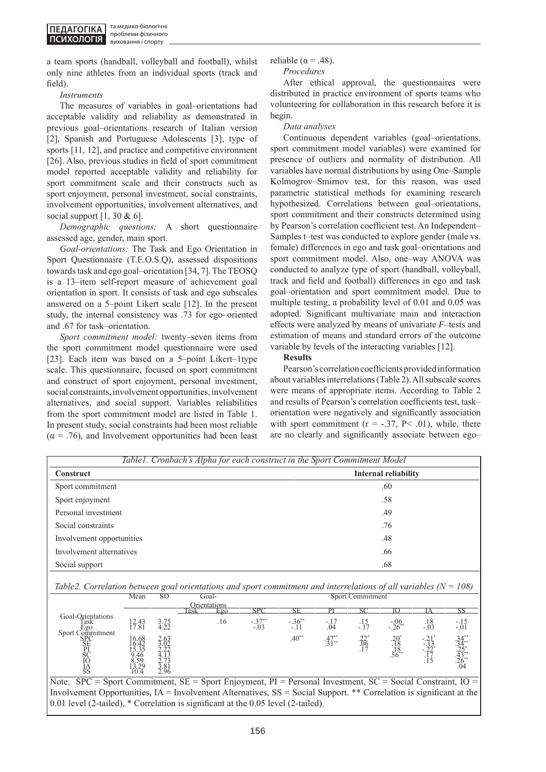a team sports (handball, volleyball and football), whilst only nine athletes from an individual sports (track and field).

*Instruments*

The measures of variables in goal–orientations had acceptable validity and reliability as demonstrated in previous goal–orientations research of Italian version [2], Spanish and Portuguese Adolescents [3], type of sports [11, 12], and practice and competitive environment [26]. Also, previous studies in field of sport commitment model reported acceptable validity and reliability for sport commitment scale and their constructs such as sport enjoyment, personal investment, social constraints, involvement opportunities, involvement alternatives, and social support  $[1, 30 & 6]$ .

*Demographic questions:* A short questionnaire assessed age, gender, main sport.

*Goal-orientations:* The Task and Ego Orientation in Sport Questionnaire (T.E.O.S.Q), assessed dispositions towards task and ego goal–orientation [34, 7]. The TEOSQ is a 13–item self-report measure of achievement goal orientation in sport. It consists of task and ego subscales answered on a 5–point Likert scale [12]. In the present study, the internal consistency was .73 for ego–oriented and .67 for task–orientation.

*Sport commitment model:* twenty–seven items from the sport commitment model questionnaire were used [23]. Each item was based on a 5–point Likert–1type scale. This questionnaire, focused on sport commitment and construct of sport enjoyment, personal investment, social constraints, involvement opportunities, involvement alternatives, and social support. Variables reliabilities from the sport commitment model are listed in Table 1. In present study, social constraints had been most reliable  $(\alpha = .76)$ , and Involvement opportunities had been least reliable ( $\alpha$  = .48).

*Procedures*

After ethical approval, the questionnaires were distributed in practice environment of sports teams who volunteering for collaboration in this research before it is begin.

*Data analyses*

Continuous dependent variables (goal–orientations, sport commitment model variables) were examined for presence of outliers and normality of distribution. All variables have normal distributions by using One–Sample Kolmogrov–Smirnov test, for this reason, was used parametric statistical methods for examining research hypothesized. Correlations between goal–orientations, sport commitment and their constructs determined using by Pearson's correlation coefficient test. An Independent– Samples t–test was conducted to explore gender (male vs. female) differences in ego and task goal–orientations and sport commitment model. Also, one–way ANOVA was conducted to analyze type of sport (handball, volleyball, track and field and football) differences in ego and task goal–orientation and sport commitment model. Due to multiple testing, a probability level of 0.01 and 0.05 was adopted. Significant multivariate main and interaction effects were analyzed by means of univariate *F*–tests and estimation of means and standard errors of the outcome variable by levels of the interacting variables [12].

### **Results**

Pearson's correlation coefficients provided information about variables interrelations (Table 2). All subscale scores were means of appropriate items. According to Table 2 and results of Pearson's correlation coefficients test, task– orientation were negatively and significantly association with sport commitment  $(r = -.37, P < .01)$ , while, there are no clearly and significantly associate between ego–

| Table1. Cronbach's Alpha for each construct in the Sport Commitment Model |                             |  |  |  |  |
|---------------------------------------------------------------------------|-----------------------------|--|--|--|--|
| <b>Construct</b>                                                          | <b>Internal reliability</b> |  |  |  |  |
| Sport commitment                                                          | .60                         |  |  |  |  |
| Sport enjoyment                                                           | .58                         |  |  |  |  |
| Personal investment                                                       | .49                         |  |  |  |  |
| Social constraints                                                        | .76                         |  |  |  |  |
| Involvement opportunities                                                 | .48                         |  |  |  |  |
| Involvement alternatives                                                  | .66                         |  |  |  |  |
| Social support                                                            | .68                         |  |  |  |  |

*Table2. Correlation between goal orientations and sport commitment and interrelations of all variables (N = 108)*

|                                                                | Mean                                                      | $_{\rm SD}$       | Goal-               | <b>Sport Commitment</b>  |                      |                                        |                                |                         |                                       |               |
|----------------------------------------------------------------|-----------------------------------------------------------|-------------------|---------------------|--------------------------|----------------------|----------------------------------------|--------------------------------|-------------------------|---------------------------------------|---------------|
|                                                                |                                                           |                   | <b>Drientations</b> |                          |                      |                                        |                                |                         |                                       |               |
|                                                                |                                                           |                   | lask<br>- 20        |                          |                      |                                        |                                |                         |                                       |               |
| Goal-Orientations<br>Task<br>,Ego                              | 2.43<br> 7.81                                             | $\sim$<br><i></i> | .16                 | $27**$<br>- 1<br>$-0.03$ | $-.36**$<br>$-1.1.1$ | .04                                    | $-12$<br>$-1.1$                | 06                      | $\frac{.18}{-.03}$                    | - 01          |
| commitment<br>Spor <sup>+</sup><br>ŠPC<br>ŞĘ<br>õδ<br>IA<br>SS | 16.68<br>6.42<br>$\overline{\phantom{a}}$<br>2.20<br>10.4 | 2.63<br>2.96      |                     |                          | $.40**$              | $A \rightarrow$<br>.4'<br>$0.1**$<br>. | 22<br>$-66$<br>$\cdot$ $\cdot$ | $.20*$<br>$.56^{\circ}$ | $-.21*$<br>-<br>∙÷≒<br>$\cdot$ +<br>. | $34**$<br>.04 |

Note. SPC = Sport Commitment, SE = Sport Enjoyment, PI = Personal Investment, SC = Social Constraint, IO = Involvement Opportunities, IA = Involvement Alternatives, SS = Social Support. \*\* Correlation is significant at the 0.01 level (2-tailed), \* Correlation is significant at the 0.05 level (2-tailed).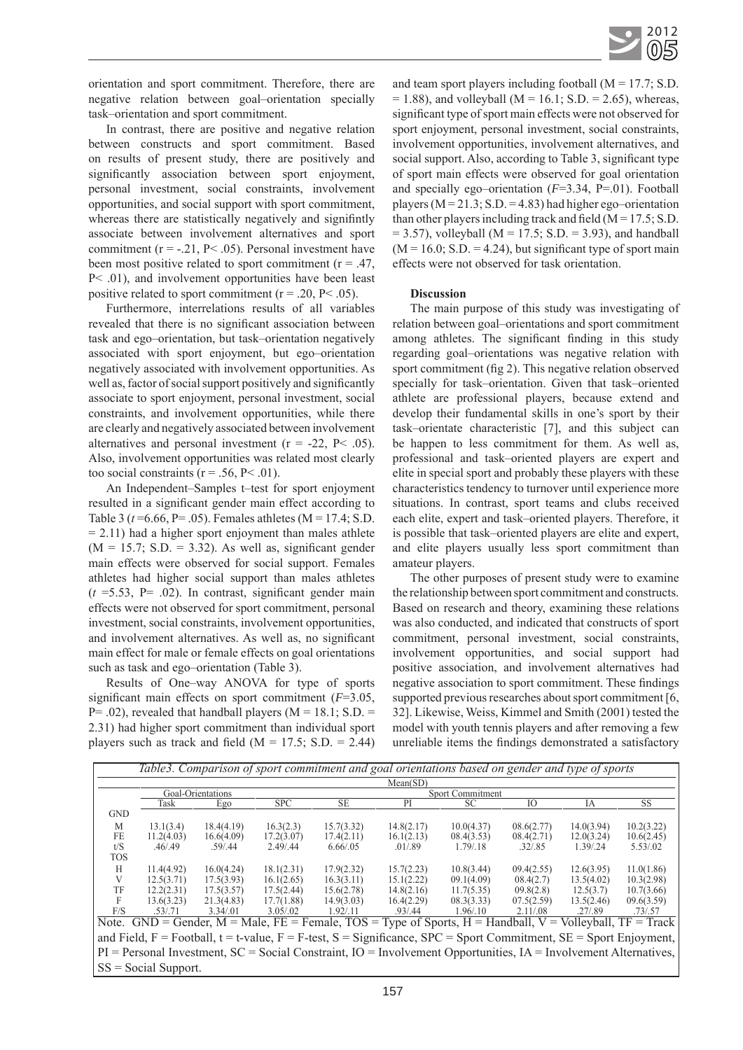

orientation and sport commitment. Therefore, there are negative relation between goal–orientation specially task–orientation and sport commitment.

In contrast, there are positive and negative relation between constructs and sport commitment. Based on results of present study, there are positively and significantly association between sport enjoyment, personal investment, social constraints, involvement opportunities, and social support with sport commitment, whereas there are statistically negatively and signifintly associate between involvement alternatives and sport commitment  $(r = -.21, P < .05)$ . Personal investment have been most positive related to sport commitment ( $r = .47$ , P< .01), and involvement opportunities have been least positive related to sport commitment ( $r = .20$ ,  $P < .05$ ).

Furthermore, interrelations results of all variables revealed that there is no significant association between task and ego–orientation, but task–orientation negatively associated with sport enjoyment, but ego–orientation negatively associated with involvement opportunities. As well as, factor of social support positively and significantly associate to sport enjoyment, personal investment, social constraints, and involvement opportunities, while there are clearly and negatively associated between involvement alternatives and personal investment ( $r = -22$ ,  $P < .05$ ). Also, involvement opportunities was related most clearly too social constraints ( $r = .56$ ,  $P < .01$ ).

An Independent–Samples t–test for sport enjoyment resulted in a significant gender main effect according to Table 3 (*t* =6.66, P= .05). Females athletes (M = 17.4; S.D.  $= 2.11$ ) had a higher sport enjoyment than males athlete  $(M = 15.7; S.D. = 3.32)$ . As well as, significant gender main effects were observed for social support. Females athletes had higher social support than males athletes  $(t = 5.53, P = .02)$ . In contrast, significant gender main effects were not observed for sport commitment, personal investment, social constraints, involvement opportunities, and involvement alternatives. As well as, no significant main effect for male or female effects on goal orientations such as task and ego–orientation (Table 3).

Results of One–way ANOVA for type of sports significant main effects on sport commitment (*F*=3.05,  $P=$  .02), revealed that handball players (M = 18.1; S.D. = 2.31) had higher sport commitment than individual sport players such as track and field ( $M = 17.5$ ; S.D. = 2.44) and team sport players including football  $(M = 17.7; S.D.$  $= 1.88$ ), and volleyball (M = 16.1; S.D. = 2.65), whereas, significant type of sport main effects were not observed for sport enjoyment, personal investment, social constraints, involvement opportunities, involvement alternatives, and social support. Also, according to Table 3, significant type of sport main effects were observed for goal orientation and specially ego–orientation (*F*=3.34, P=.01). Football players ( $M = 21.3$ ; S.D. = 4.83) had higher ego–orientation than other players including track and field  $(M = 17.5; S.D.$  $= 3.57$ ), volleyball (M = 17.5; S.D. = 3.93), and handball  $(M = 16.0; S.D. = 4.24)$ , but significant type of sport main effects were not observed for task orientation.

#### **Discussion**

The main purpose of this study was investigating of relation between goal–orientations and sport commitment among athletes. The significant finding in this study regarding goal–orientations was negative relation with sport commitment (fig 2). This negative relation observed specially for task–orientation. Given that task–oriented athlete are professional players, because extend and develop their fundamental skills in one's sport by their task–orientate characteristic [7], and this subject can be happen to less commitment for them. As well as, professional and task–oriented players are expert and elite in special sport and probably these players with these characteristics tendency to turnover until experience more situations. In contrast, sport teams and clubs received each elite, expert and task–oriented players. Therefore, it is possible that task–oriented players are elite and expert, and elite players usually less sport commitment than amateur players.

The other purposes of present study were to examine the relationship between sport commitment and constructs. Based on research and theory, examining these relations was also conducted, and indicated that constructs of sport commitment, personal investment, social constraints, involvement opportunities, and social support had positive association, and involvement alternatives had negative association to sport commitment. These findings supported previous researches about sport commitment [6, 32]. Likewise, Weiss, Kimmel and Smith (2001) tested the model with youth tennis players and after removing a few unreliable items the findings demonstrated a satisfactory

|                                                                                                                                |            |                   |            |             | Mean(SD)         |            |            |            |            |  |
|--------------------------------------------------------------------------------------------------------------------------------|------------|-------------------|------------|-------------|------------------|------------|------------|------------|------------|--|
|                                                                                                                                |            | Goal-Orientations |            |             | Sport Commitment |            |            |            |            |  |
|                                                                                                                                | Task       | Ego               | <b>SPC</b> | <b>SE</b>   | PI               | SС         | IO         | IА         | <b>SS</b>  |  |
| <b>GND</b>                                                                                                                     |            |                   |            |             |                  |            |            |            |            |  |
| М                                                                                                                              | 13.1(3.4)  | 18.4(4.19)        | 16.3(2.3)  | 15.7(3.32)  | 14.8(2.17)       | 10.0(4.37) | 08.6(2.77) | 14.0(3.94) | 10.2(3.22) |  |
| FE                                                                                                                             | 11.2(4.03) | 16.6(4.09)        | 17.2(3.07) | 17.4(2.11)  | 16.1(2.13)       | 08.4(3.53) | 08.4(2.71) | 12.0(3.24) | 10.6(2.45) |  |
| t/S                                                                                                                            | .46/0.49   | .59/.44           | 2.49/44    | 6.66 / 0.05 | .01/0.89         | 1.79/18    | .32/0.85   | 1.39/24    | 5.53/02    |  |
| TOS                                                                                                                            |            |                   |            |             |                  |            |            |            |            |  |
| Н                                                                                                                              | 11.4(4.92) | 16.0(4.24)        | 18.1(2.31) | 17.9(2.32)  | 15.7(2.23)       | 10.8(3.44) | 09.4(2.55) | 12.6(3.95) | 11.0(1.86) |  |
|                                                                                                                                | 12.5(3.71) | 17.5(3.93)        | 16.1(2.65) | 16.3(3.11)  | 15.1(2.22)       | 09.1(4.09) | 08.4(2.7)  | 13.5(4.02) | 10.3(2.98) |  |
| TF                                                                                                                             | 12.2(2.31) | 17.5(3.57)        | 17.5(2.44) | 15.6(2.78)  | 14.8(2.16)       | 11.7(5.35) | 09.8(2.8)  | 12.5(3.7)  | 10.7(3.66) |  |
| F                                                                                                                              | 13.6(3.23) | 21.3(4.83)        | 17.7(1.88) | 14.9(3.03)  | 16.4(2.29)       | 08.3(3.33) | 07.5(2.59) | 13.5(2.46) | 09.6(3.59) |  |
| F/S                                                                                                                            | .53/.71    | 3.34/01           | 3.05/02    | 1.92/.11    | .93/.44          | 1.96/.10   | 2.11/08    | .27/0.89   | .73/0.57   |  |
| $GND =$ Gender, M = Male, FE = Female, TOS = Type of Sports, H = Handball, V = Volleyball, TF = Track<br>Note.                 |            |                   |            |             |                  |            |            |            |            |  |
| and Field, $F =$ Football, $t = t$ -value, $F =$ F-test, $S =$ Significance, $SPC =$ Sport Commitment, $SE =$ Sport Enjoyment, |            |                   |            |             |                  |            |            |            |            |  |

PI = Personal Investment, SC = Social Constraint, IO = Involvement Opportunities, IA = Involvement Alternatives, SS = Social Support.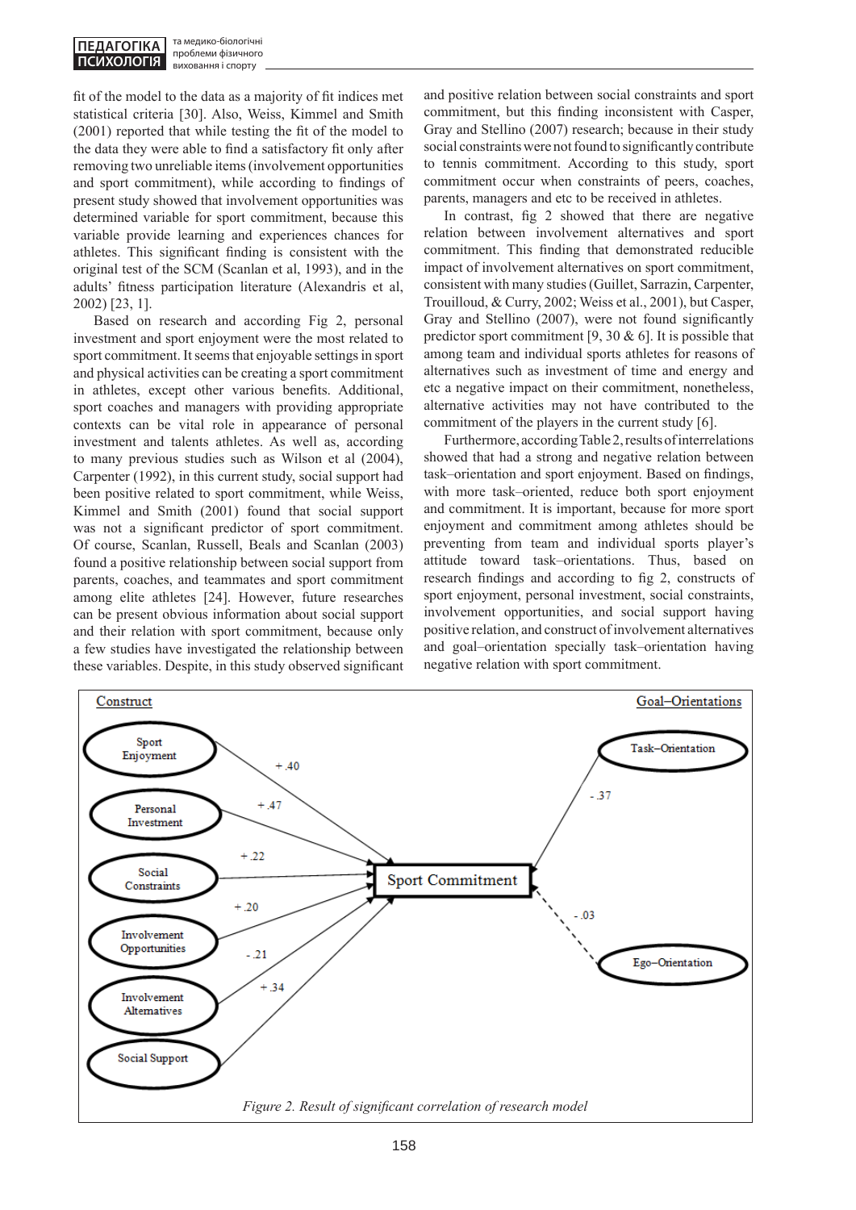fit of the model to the data as a majority of fit indices met statistical criteria [30]. Also, Weiss, Kimmel and Smith (2001) reported that while testing the fit of the model to the data they were able to find a satisfactory fit only after removing two unreliable items (involvement opportunities and sport commitment), while according to findings of present study showed that involvement opportunities was determined variable for sport commitment, because this variable provide learning and experiences chances for athletes. This significant finding is consistent with the original test of the SCM (Scanlan et al, 1993), and in the adults' fitness participation literature (Alexandris et al, 2002) [23, 1].

Based on research and according Fig 2, personal investment and sport enjoyment were the most related to sport commitment. It seems that enjoyable settings in sport and physical activities can be creating a sport commitment in athletes, except other various benefits. Additional, sport coaches and managers with providing appropriate contexts can be vital role in appearance of personal investment and talents athletes. As well as, according to many previous studies such as Wilson et al (2004), Carpenter (1992), in this current study, social support had been positive related to sport commitment, while Weiss, Kimmel and Smith (2001) found that social support was not a significant predictor of sport commitment. Of course, Scanlan, Russell, Beals and Scanlan (2003) found a positive relationship between social support from parents, coaches, and teammates and sport commitment among elite athletes [24]. However, future researches can be present obvious information about social support and their relation with sport commitment, because only a few studies have investigated the relationship between these variables. Despite, in this study observed significant and positive relation between social constraints and sport commitment, but this finding inconsistent with Casper, Gray and Stellino (2007) research; because in their study social constraints were not found to significantly contribute to tennis commitment. According to this study, sport commitment occur when constraints of peers, coaches, parents, managers and etc to be received in athletes.

In contrast, fig 2 showed that there are negative relation between involvement alternatives and sport commitment. This finding that demonstrated reducible impact of involvement alternatives on sport commitment, consistent with many studies (Guillet, Sarrazin, Carpenter, Trouilloud, & Curry, 2002; Weiss et al., 2001), but Casper, Gray and Stellino (2007), were not found significantly predictor sport commitment [9, 30  $\&$  6]. It is possible that among team and individual sports athletes for reasons of alternatives such as investment of time and energy and etc a negative impact on their commitment, nonetheless, alternative activities may not have contributed to the commitment of the players in the current study [6].

Furthermore, according Table 2, results of interrelations showed that had a strong and negative relation between task–orientation and sport enjoyment. Based on findings, with more task–oriented, reduce both sport enjoyment and commitment. It is important, because for more sport enjoyment and commitment among athletes should be preventing from team and individual sports player's attitude toward task–orientations. Thus, based on research findings and according to fig 2, constructs of sport enjoyment, personal investment, social constraints, involvement opportunities, and social support having positive relation, and construct of involvement alternatives and goal–orientation specially task–orientation having negative relation with sport commitment.

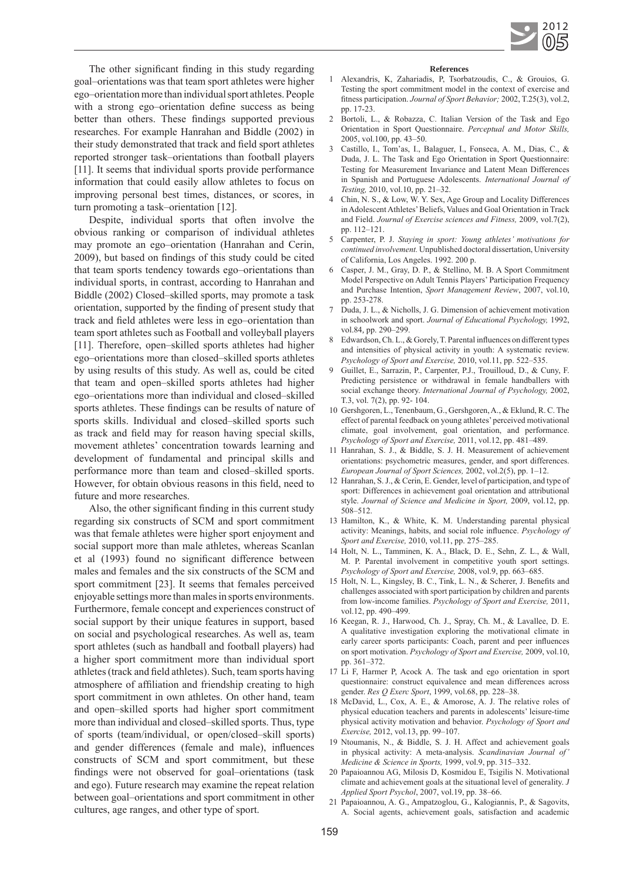

The other significant finding in this study regarding goal–orientations was that team sport athletes were higher ego–orientation more than individual sport athletes. People with a strong ego–orientation define success as being better than others. These findings supported previous researches. For example Hanrahan and Biddle (2002) in their study demonstrated that track and field sport athletes reported stronger task–orientations than football players [11]. It seems that individual sports provide performance information that could easily allow athletes to focus on improving personal best times, distances, or scores, in turn promoting a task–orientation [12].

Despite, individual sports that often involve the obvious ranking or comparison of individual athletes may promote an ego–orientation (Hanrahan and Cerin, 2009), but based on findings of this study could be cited that team sports tendency towards ego–orientations than individual sports, in contrast, according to Hanrahan and Biddle (2002) Closed–skilled sports, may promote a task orientation, supported by the finding of present study that track and field athletes were less in ego–orientation than team sport athletes such as Football and volleyball players [11]. Therefore, open–skilled sports athletes had higher ego–orientations more than closed–skilled sports athletes by using results of this study. As well as, could be cited that team and open–skilled sports athletes had higher ego–orientations more than individual and closed–skilled sports athletes. These findings can be results of nature of sports skills. Individual and closed–skilled sports such as track and field may for reason having special skills, movement athletes' concentration towards learning and development of fundamental and principal skills and performance more than team and closed–skilled sports. However, for obtain obvious reasons in this field, need to future and more researches.

Also, the other significant finding in this current study regarding six constructs of SCM and sport commitment was that female athletes were higher sport enjoyment and social support more than male athletes, whereas Scanlan et al (1993) found no significant difference between males and females and the six constructs of the SCM and sport commitment [23]. It seems that females perceived enjoyable settings more than males in sports environments. Furthermore, female concept and experiences construct of social support by their unique features in support, based on social and psychological researches. As well as, team sport athletes (such as handball and football players) had a higher sport commitment more than individual sport athletes (track and field athletes). Such, team sports having atmosphere of affiliation and friendship creating to high sport commitment in own athletes. On other hand, team and open–skilled sports had higher sport commitment more than individual and closed–skilled sports. Thus, type of sports (team/individual, or open/closed–skill sports) and gender differences (female and male), influences constructs of SCM and sport commitment, but these findings were not observed for goal–orientations (task and ego). Future research may examine the repeat relation between goal–orientations and sport commitment in other cultures, age ranges, and other type of sport.

#### **References**

- 1 Alexandris, K, Zahariadis, P, Tsorbatzoudis, C., & Grouios, G. Testing the sport commitment model in the context of exercise and fitness participation. *Journal of Sport Behavior;* 2002, T.25(3), vol.2, pp. 17-23.
- 2 Bortoli, L., & Robazza, C. Italian Version of the Task and Ego Orientation in Sport Questionnaire. *Perceptual and Motor Skills,*  2005, vol.100*,* pp. 43–50.
- 3 Castillo, I., Tom'as, I., Balaguer, I., Fonseca, A. M., Dias, C., & Duda, J. L. The Task and Ego Orientation in Sport Questionnaire: Testing for Measurement Invariance and Latent Mean Differences in Spanish and Portuguese Adolescents. *International Journal of Testing,* 2010, vol.10*,* pp. 21–32.
- 4 Chin, N. S., & Low, W. Y. Sex, Age Group and Locality Differences in Adolescent Athletes' Beliefs, Values and Goal Orientation in Track and Field. *Journal of Exercise sciences and Fitness,* 2009, vol.7(2), pp. 112–121.
- 5 Carpenter, P. J. *Staying in sport: Young athletes' motivations for continued involvement.* Unpublished doctoral dissertation, University of California, Los Angeles. 1992. 200 p.
- 6 Casper, J. M., Gray, D. P., & Stellino, M. B. A Sport Commitment Model Perspective on Adult Tennis Players' Participation Frequency and Purchase Intention, *Sport Management Review*, 2007, vol.10, pp. 253-278.
- 7 Duda, J. L., & Nicholls, J. G. Dimension of achievement motivation in schoolwork and sport. *Journal of Educational Psychology,* 1992, vol.84*,* pp. 290–299.
- 8 Edwardson, Ch. L., & Gorely, T. Parental influences on different types and intensities of physical activity in youth: A systematic review. *Psychology of Sport and Exercise,* 2010, vol.11, pp. 522–535.
- 9 Guillet, E., Sarrazin, P., Carpenter, P.J., Trouilloud, D., & Cuny, F. Predicting persistence or withdrawal in female handballers with social exchange theory. *International Journal of Psychology,* 2002, T.3, vol. 7(2), pp. 92- 104.
- 10 Gershgoren, L., Tenenbaum, G., Gershgoren, A., & Eklund, R. C. The effect of parental feedback on young athletes' perceived motivational climate, goal involvement, goal orientation, and performance. *Psychology of Sport and Exercise,* 2011, vol.12, pp. 481–489.
- 11 Hanrahan, S. J., & Biddle, S. J. H. Measurement of achievement orientations: psychometric measures, gender, and sport differences. *European Journal of Sport Sciences,* 2002, vol.2(5), pp. 1–12.
- 12 Hanrahan, S. J., & Cerin, E. Gender, level of participation, and type of sport: Differences in achievement goal orientation and attributional style. *Journal of Science and Medicine in Sport,* 2009, vol.12, pp. 508–512.
- 13 Hamilton, K., & White, K. M. Understanding parental physical activity: Meanings, habits, and social role influence. *Psychology of Sport and Exercise,* 2010, vol.11, pp. 275–285.
- 14 Holt, N. L., Tamminen, K. A., Black, D. E., Sehn, Z. L., & Wall, M. P. Parental involvement in competitive youth sport settings. *Psychology of Sport and Exercise,* 2008, vol.9, pp. 663–685.
- 15 Holt, N. L., Kingsley, B. C., Tink, L. N., & Scherer, J. Benefits and challenges associated with sport participation by children and parents from low-income families. *Psychology of Sport and Exercise,* 2011, vol.12, pp. 490–499.
- 16 Keegan, R. J., Harwood, Ch. J., Spray, Ch. M., & Lavallee, D. E. A qualitative investigation exploring the motivational climate in early career sports participants: Coach, parent and peer influences on sport motivation. *Psychology of Sport and Exercise,* 2009, vol.10, pp. 361–372.
- 17 Li F, Harmer P, Acock A. The task and ego orientation in sport questionnaire: construct equivalence and mean differences across gender. *Res Q Exerc Sport*, 1999, vol.68, pp. 228–38.
- 18 McDavid, L., Cox, A. E., & Amorose, A. J. The relative roles of physical education teachers and parents in adolescents' leisure-time physical activity motivation and behavior. *Psychology of Sport and Exercise,* 2012, vol.13, pp. 99–107.
- 19 Ntoumanis, N., & Biddle, S. J. H. Affect and achievement goals in physical activity: A meta-analysis. *Scandinavian Journal of' Medicine & Science in Sports,* 1999, vol.9, pp. 315–332.
- 20 Papaioannou AG, Milosis D, Kosmidou E, Tsigilis N. Motivational climate and achievement goals at the situational level of generality. *J Applied Sport Psychol*, 2007, vol.19, pp. 38–66.
- 21 Papaioannou, A. G., Ampatzoglou, G., Kalogiannis, P., & Sagovits, A. Social agents, achievement goals, satisfaction and academic